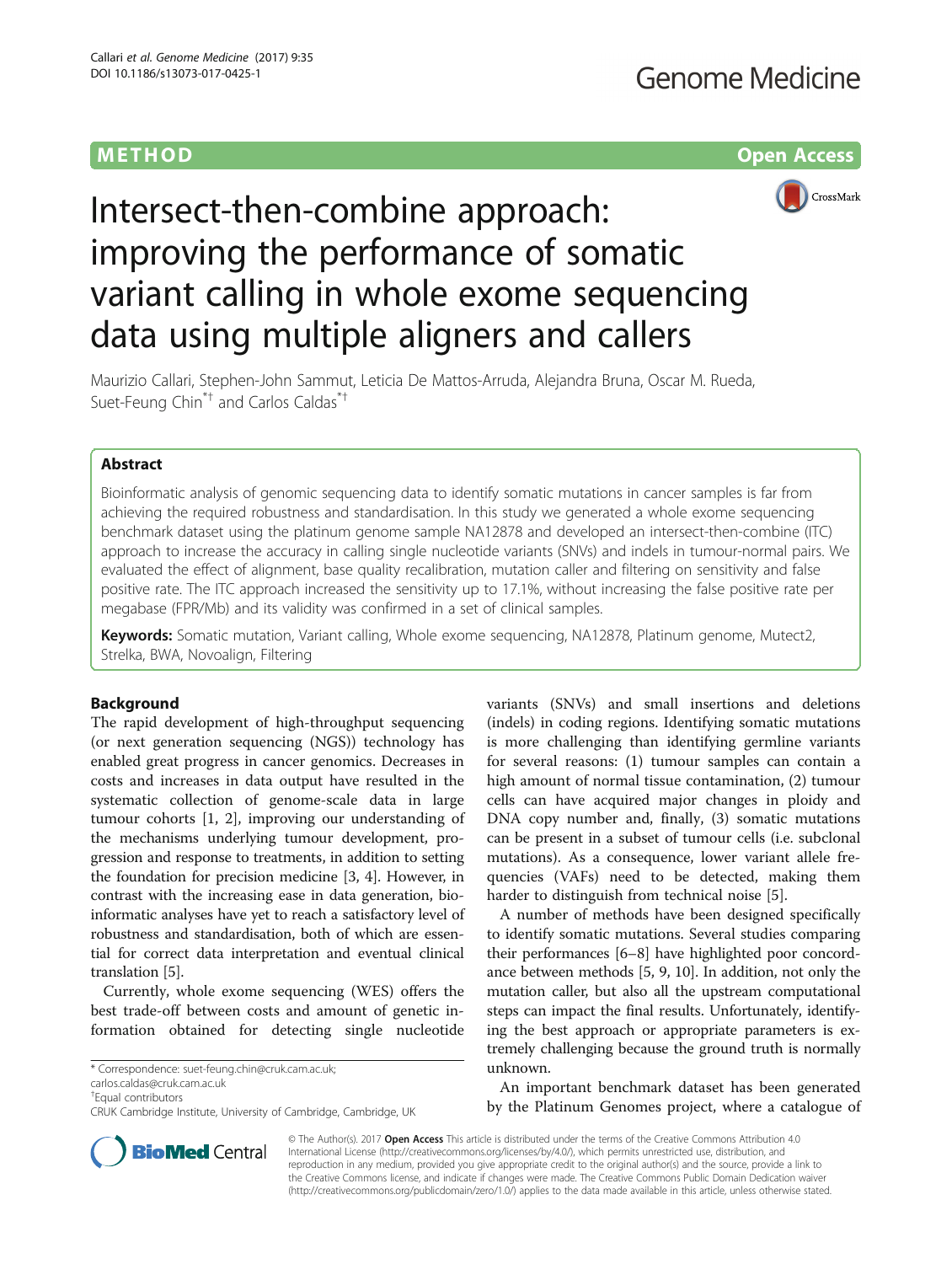METHOD Open Access

# Intersect-then-combine approach: improving the performance of somatic variant calling in whole exome sequencing data using multiple aligners and callers

Maurizio Callari, Stephen-John Sammut, Leticia De Mattos-Arruda, Alejandra Bruna, Oscar M. Rueda, Suet-Feung Chin[*†] and Carlos Caldas[*†]

## Abstract

Bioinformatic analysis of genomic sequencing data to identify somatic mutations in cancer samples is far from achieving the required robustness and standardisation. In this study we generated a whole exome sequencing benchmark dataset using the platinum genome sample NA12878 and developed an intersect-then-combine (ITC) approach to increase the accuracy in calling single nucleotide variants (SNVs) and indels in tumour-normal pairs. We evaluated the effect of alignment, base quality recalibration, mutation caller and filtering on sensitivity and false positive rate. The ITC approach increased the sensitivity up to 17.1%, without increasing the false positive rate per megabase (FPR/Mb) and its validity was confirmed in a set of clinical samples.

**Keywords:** Somatic mutation, Variant calling, Whole exome sequencing, NA12878, Platinum genome, Mutect2, Strelka, BWA, Novoalign, Filtering

## Background

The rapid development of high-throughput sequencing (or next generation sequencing (NGS)) technology has enabled great progress in cancer genomics. Decreases in costs and increases in data output have resulted in the systematic collection of genome-scale data in large tumour cohorts [1, 2], improving our understanding of the mechanisms underlying tumour development, progression and response to treatments, in addition to setting the foundation for precision medicine [3, 4]. However, in contrast with the increasing ease in data generation, bioinformatic analyses have yet to reach a satisfactory level of robustness and standardisation, both of which are essential for correct data interpretation and eventual clinical translation [5].

Currently, whole exome sequencing (WES) offers the best trade-off between costs and amount of genetic information obtained for detecting single nucleotide variants (SNVs) and small insertions and deletions (indels) in coding regions. Identifying somatic mutations is more challenging than identifying germline variants for several reasons: (1) tumour samples can contain a high amount of normal tissue contamination, (2) tumour cells can have acquired major changes in ploidy and DNA copy number and, finally, (3) somatic mutations can be present in a subset of tumour cells (i.e. subclonal mutations). As a consequence, lower variant allele frequencies (VAFs) need to be detected, making them harder to distinguish from technical noise [5].

A number of methods have been designed specifically to identify somatic mutations. Several studies comparing their performances [6–8] have highlighted poor concordance between methods [5, 9, 10]. In addition, not only the mutation caller, but also all the upstream computational steps can impact the final results. Unfortunately, identifying the best approach or appropriate parameters is extremely challenging because the ground truth is normally unknown.

An important benchmark dataset has been generated by the Platinum Genomes project, where a catalogue of

* Correspondence: suet-feung.chin@cruk.cam.ac.uk; carlos.caldas@cruk.cam.ac.uk
†Equal contributors
CRUK Cambridge Institute, University of Cambridge, Cambridge, UK

© The Author(s). 2017 **Open Access** This article is distributed under the terms of the Creative Commons Attribution 4.0 International License (http://creativecommons.org/licenses/by/4.0/), which permits unrestricted use, distribution, and reproduction in any medium, provided you give appropriate credit to the original author(s) and the source, provide a link to the Creative Commons license, and indicate if changes were made. The Creative Commons Public Domain Dedication waiver (http://creativecommons.org/publicdomain/zero/1.0/) applies to the data made available in this article, unless otherwise stated.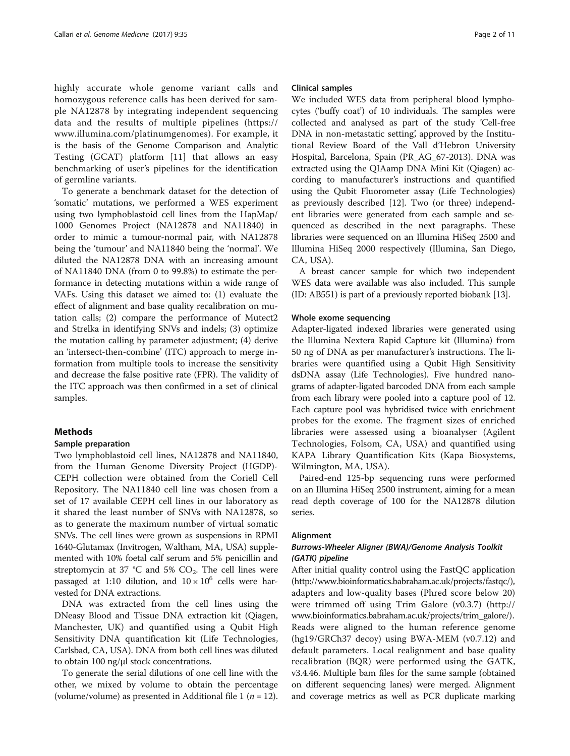highly accurate whole genome variant calls and homozygous reference calls has been derived for sample NA12878 by integrating independent sequencing data and the results of multiple pipelines (https://www.illumina.com/platinumgenomes). For example, it is the basis of the Genome Comparison and Analytic Testing (GCAT) platform [11] that allows an easy benchmarking of user's pipelines for the identification of germline variants.

To generate a benchmark dataset for the detection of 'somatic' mutations, we performed a WES experiment using two lymphoblastoid cell lines from the HapMap/1000 Genomes Project (NA12878 and NA11840) in order to mimic a tumour-normal pair, with NA12878 being the 'tumour' and NA11840 being the 'normal'. We diluted the NA12878 DNA with an increasing amount of NA11840 DNA (from 0 to 99.8%) to estimate the performance in detecting mutations within a wide range of VAFs. Using this dataset we aimed to: (1) evaluate the effect of alignment and base quality recalibration on mutation calls; (2) compare the performance of Mutect2 and Strelka in identifying SNVs and indels; (3) optimize the mutation calling by parameter adjustment; (4) derive an 'intersect-then-combine' (ITC) approach to merge information from multiple tools to increase the sensitivity and decrease the false positive rate (FPR). The validity of the ITC approach was then confirmed in a set of clinical samples.

## Methods

### Sample preparation

Two lymphoblastoid cell lines, NA12878 and NA11840, from the Human Genome Diversity Project (HGDP)-CEPH collection were obtained from the Coriell Cell Repository. The NA11840 cell line was chosen from a set of 17 available CEPH cell lines in our laboratory as it shared the least number of SNVs with NA12878, so as to generate the maximum number of virtual somatic SNVs. The cell lines were grown as suspensions in RPMI 1640-Glutamax (Invitrogen, Waltham, MA, USA) supplemented with 10% foetal calf serum and 5% penicillin and streptomycin at 37 °C and 5% $CO_2$. The cell lines were passaged at 1:10 dilution, and $10 \times 10^6$ cells were harvested for DNA extractions.

DNA was extracted from the cell lines using the DNeasy Blood and Tissue DNA extraction kit (Qiagen, Manchester, UK) and quantified using a Qubit High Sensitivity DNA quantification kit (Life Technologies, Carlsbad, CA, USA). DNA from both cell lines was diluted to obtain 100 ng/μl stock concentrations.

To generate the serial dilutions of one cell line with the other, we mixed by volume to obtain the percentage (volume/volume) as presented in Additional file 1 ($n = 12$).

### Clinical samples

We included WES data from peripheral blood lymphocytes ('buffy coat') of 10 individuals. The samples were collected and analysed as part of the study 'Cell-free DNA in non-metastatic setting', approved by the Institutional Review Board of the Vall d'Hebron University Hospital, Barcelona, Spain (PR_AG_67-2013). DNA was extracted using the QIAamp DNA Mini Kit (Qiagen) according to manufacturer's instructions and quantified using the Qubit Fluorometer assay (Life Technologies) as previously described [12]. Two (or three) independent libraries were generated from each sample and sequenced as described in the next paragraphs. These libraries were sequenced on an Illumina HiSeq 2500 and Illumina HiSeq 2000 respectively (Illumina, San Diego, CA, USA).

A breast cancer sample for which two independent WES data were available was also included. This sample (ID: AB551) is part of a previously reported biobank [13].

### Whole exome sequencing

Adapter-ligated indexed libraries were generated using the Illumina Nextera Rapid Capture kit (Illumina) from 50 ng of DNA as per manufacturer's instructions. The libraries were quantified using a Qubit High Sensitivity dsDNA assay (Life Technologies). Five hundred nanograms of adapter-ligated barcoded DNA from each sample from each library were pooled into a capture pool of 12. Each capture pool was hybridised twice with enrichment probes for the exome. The fragment sizes of enriched libraries were assessed using a bioanalyser (Agilent Technologies, Folsom, CA, USA) and quantified using KAPA Library Quantification Kits (Kapa Biosystems, Wilmington, MA, USA).

Paired-end 125-bp sequencing runs were performed on an Illumina HiSeq 2500 instrument, aiming for a mean read depth coverage of 100 for the NA12878 dilution series.

### Alignment

#### *Burrows-Wheeler Aligner (BWA)/Genome Analysis Toolkit (GATK) pipeline*

After initial quality control using the FastQC application (http://www.bioinformatics.babraham.ac.uk/projects/fastqc/), adapters and low-quality bases (Phred score below 20) were trimmed off using Trim Galore (v0.3.7) (http://www.bioinformatics.babraham.ac.uk/projects/trim_galore/). Reads were aligned to the human reference genome (hg19/GRCh37 decoy) using BWA-MEM (v0.7.12) and default parameters. Local realignment and base quality recalibration (BQR) were performed using the GATK, v3.4.46. Multiple bam files for the same sample (obtained on different sequencing lanes) were merged. Alignment and coverage metrics as well as PCR duplicate marking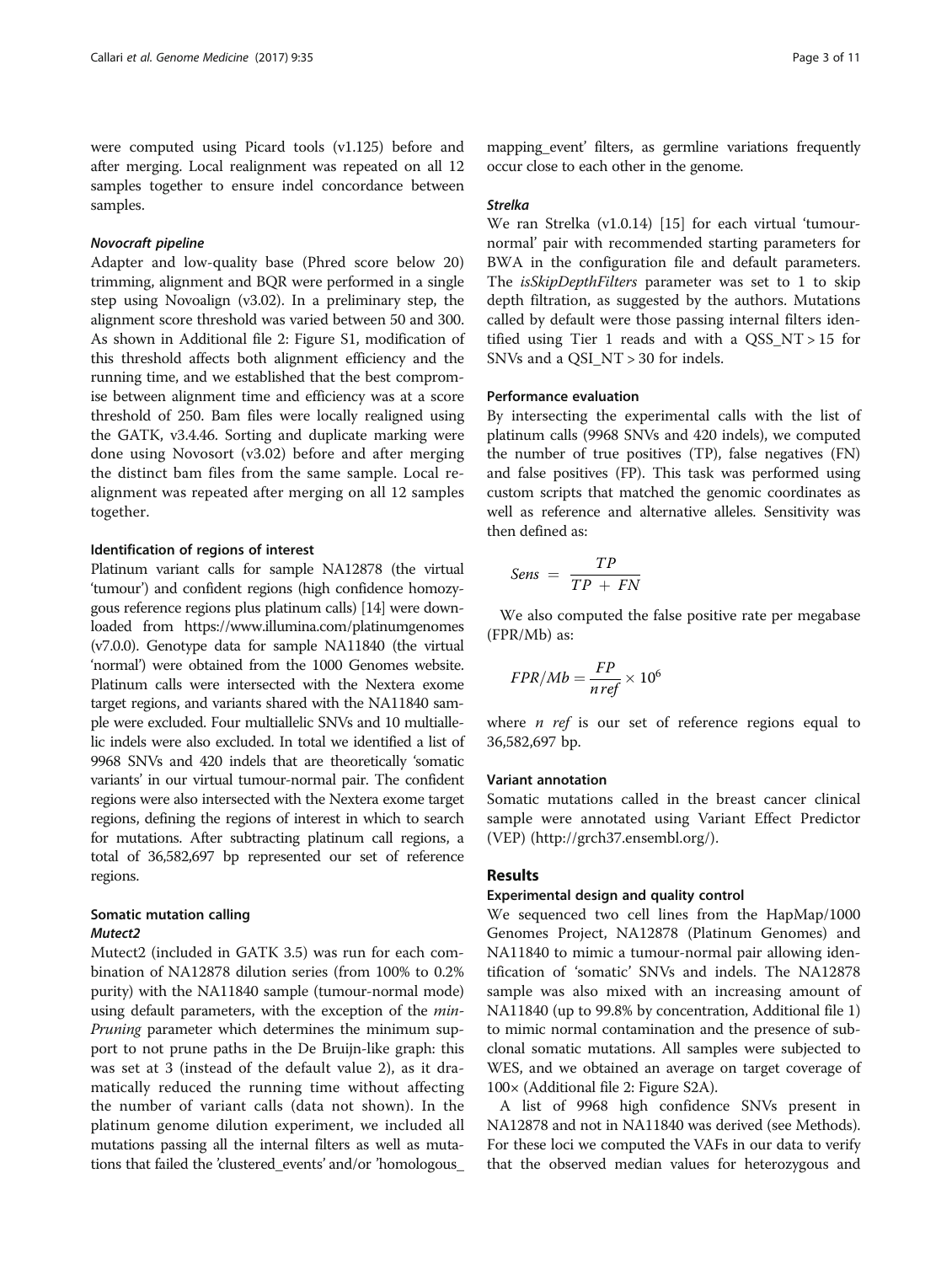were computed using Picard tools (v1.125) before and after merging. Local realignment was repeated on all 12 samples together to ensure indel concordance between samples.

#### *Novocraft pipeline*

Adapter and low-quality base (Phred score below 20) trimming, alignment and BQR were performed in a single step using Novoalign (v3.02). In a preliminary step, the alignment score threshold was varied between 50 and 300. As shown in Additional file 2: Figure S1, modification of this threshold affects both alignment efficiency and the running time, and we established that the best compromise between alignment time and efficiency was at a score threshold of 250. Bam files were locally realigned using the GATK, v3.4.46. Sorting and duplicate marking were done using Novosort (v3.02) before and after merging the distinct bam files from the same sample. Local realignment was repeated after merging on all 12 samples together.

### Identification of regions of interest

Platinum variant calls for sample NA12878 (the virtual 'tumour') and confident regions (high confidence homozygous reference regions plus platinum calls) [14] were downloaded from https://www.illumina.com/platinumgenomes (v7.0.0). Genotype data for sample NA11840 (the virtual 'normal') were obtained from the 1000 Genomes website. Platinum calls were intersected with the Nextera exome target regions, and variants shared with the NA11840 sample were excluded. Four multiallelic SNVs and 10 multiallelic indels were also excluded. In total we identified a list of 9968 SNVs and 420 indels that are theoretically 'somatic variants' in our virtual tumour-normal pair. The confident regions were also intersected with the Nextera exome target regions, defining the regions of interest in which to search for mutations. After subtracting platinum call regions, a total of 36,582,697 bp represented our set of reference regions.

### Somatic mutation calling

#### *Mutect2*

Mutect2 (included in GATK 3.5) was run for each combination of NA12878 dilution series (from 100% to 0.2% purity) with the NA11840 sample (tumour-normal mode) using default parameters, with the exception of the *minPruning* parameter which determines the minimum support to not prune paths in the De Bruijn-like graph: this was set at 3 (instead of the default value 2), as it dramatically reduced the running time without affecting the number of variant calls (data not shown). In the platinum genome dilution experiment, we included all mutations passing all the internal filters as well as mutations that failed the 'clustered_events' and/or 'homologous_mapping_event' filters, as germline variations frequently occur close to each other in the genome.

#### *Strelka*

We ran Strelka (v1.0.14) [15] for each virtual 'tumour-normal' pair with recommended starting parameters for BWA in the configuration file and default parameters. The *isSkipDepthFilters* parameter was set to 1 to skip depth filtration, as suggested by the authors. Mutations called by default were those passing internal filters identified using Tier 1 reads and with a QSS_NT > 15 for SNVs and a QSI_NT > 30 for indels.

### Performance evaluation

By intersecting the experimental calls with the list of platinum calls (9968 SNVs and 420 indels), we computed the number of true positives (TP), false negatives (FN) and false positives (FP). This task was performed using custom scripts that matched the genomic coordinates as well as reference and alternative alleles. Sensitivity was then defined as:

$$Sens = \frac{TP}{TP + FN}$$

We also computed the false positive rate per megabase (FPR/Mb) as:

$$FPR/Mb = \frac{FP}{n\,ref} \times 10^6$$

where $n\ ref$ is our set of reference regions equal to 36,582,697 bp.

### Variant annotation

Somatic mutations called in the breast cancer clinical sample were annotated using Variant Effect Predictor (VEP) (http://grch37.ensembl.org/).

## Results

### Experimental design and quality control

We sequenced two cell lines from the HapMap/1000 Genomes Project, NA12878 (Platinum Genomes) and NA11840 to mimic a tumour-normal pair allowing identification of 'somatic' SNVs and indels. The NA12878 sample was also mixed with an increasing amount of NA11840 (up to 99.8% by concentration, Additional file 1) to mimic normal contamination and the presence of subclonal somatic mutations. All samples were subjected to WES, and we obtained an average on target coverage of 100× (Additional file 2: Figure S2A).

A list of 9968 high confidence SNVs present in NA12878 and not in NA11840 was derived (see Methods). For these loci we computed the VAFs in our data to verify that the observed median values for heterozygous and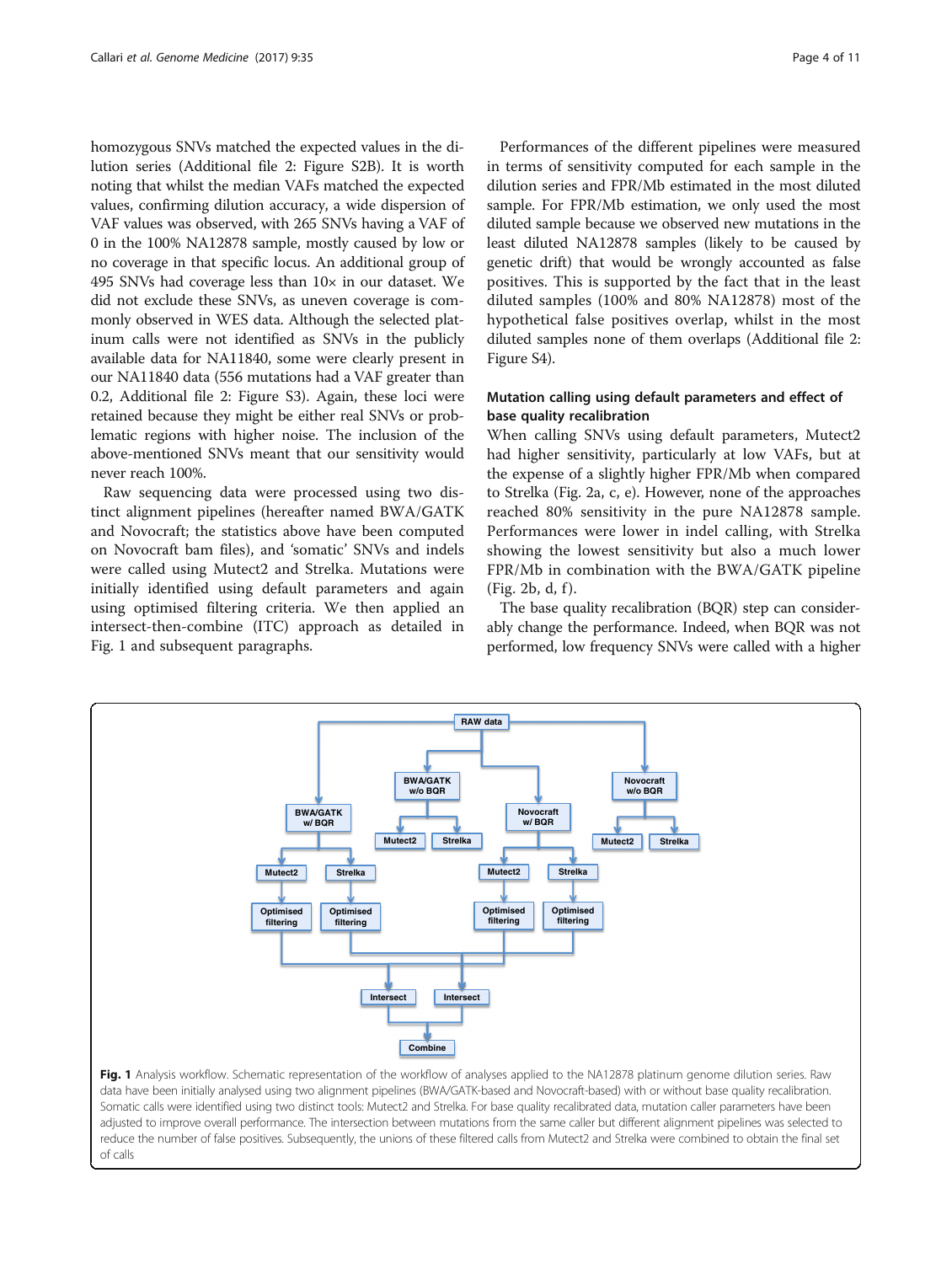homozygous SNVs matched the expected values in the dilution series (Additional file 2: Figure S2B). It is worth noting that whilst the median VAFs matched the expected values, confirming dilution accuracy, a wide dispersion of VAF values was observed, with 265 SNVs having a VAF of 0 in the 100% NA12878 sample, mostly caused by low or no coverage in that specific locus. An additional group of 495 SNVs had coverage less than 10× in our dataset. We did not exclude these SNVs, as uneven coverage is commonly observed in WES data. Although the selected platinum calls were not identified as SNVs in the publicly available data for NA11840, some were clearly present in our NA11840 data (556 mutations had a VAF greater than 0.2, Additional file 2: Figure S3). Again, these loci were retained because they might be either real SNVs or problematic regions with higher noise. The inclusion of the above-mentioned SNVs meant that our sensitivity would never reach 100%.

Raw sequencing data were processed using two distinct alignment pipelines (hereafter named BWA/GATK and Novocraft; the statistics above have been computed on Novocraft bam files), and 'somatic' SNVs and indels were called using Mutect2 and Strelka. Mutations were initially identified using default parameters and again using optimised filtering criteria. We then applied an intersect-then-combine (ITC) approach as detailed in Fig. 1 and subsequent paragraphs.

Performances of the different pipelines were measured in terms of sensitivity computed for each sample in the dilution series and FPR/Mb estimated in the most diluted sample. For FPR/Mb estimation, we only used the most diluted sample because we observed new mutations in the least diluted NA12878 samples (likely to be caused by genetic drift) that would be wrongly accounted as false positives. This is supported by the fact that in the least diluted samples (100% and 80% NA12878) most of the hypothetical false positives overlap, whilst in the most diluted samples none of them overlaps (Additional file 2: Figure S4).

### Mutation calling using default parameters and effect of base quality recalibration

When calling SNVs using default parameters, Mutect2 had higher sensitivity, particularly at low VAFs, but at the expense of a slightly higher FPR/Mb when compared to Strelka (Fig. 2a, c, e). However, none of the approaches reached 80% sensitivity in the pure NA12878 sample. Performances were lower in indel calling, with Strelka showing the lowest sensitivity but also a much lower FPR/Mb in combination with the BWA/GATK pipeline (Fig. 2b, d, f).

The base quality recalibration (BQR) step can considerably change the performance. Indeed, when BQR was not performed, low frequency SNVs were called with a higher

**Fig. 1** Analysis workflow. Schematic representation of the workflow of analyses applied to the NA12878 platinum genome dilution series. Raw data have been initially analysed using two alignment pipelines (BWA/GATK-based and Novocraft-based) with or without base quality recalibration. Somatic calls were identified using two distinct tools: Mutect2 and Strelka. For base quality recalibrated data, mutation caller parameters have been adjusted to improve overall performance. The intersection between mutations from the same caller but different alignment pipelines was selected to reduce the number of false positives. Subsequently, the unions of these filtered calls from Mutect2 and Strelka were combined to obtain the final set of calls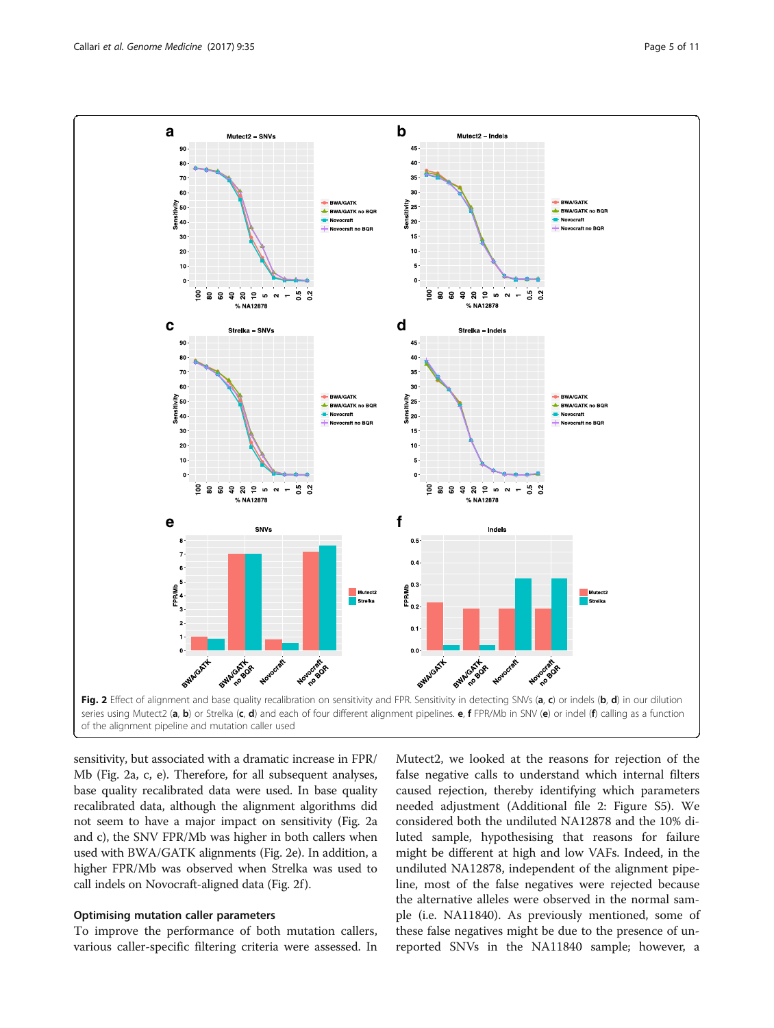Fig. 2 Effect of alignment and base quality recalibration on sensitivity and FPR. Sensitivity in detecting SNVs (**a**, **c**) or indels (**b**, **d**) in our dilution series using Mutect2 (**a**, **b**) or Strelka (**c**, **d**) and each of four different alignment pipelines. **e**, **f** FPR/Mb in SNV (**e**) or indel (**f**) calling as a function of the alignment pipeline and mutation caller used

sensitivity, but associated with a dramatic increase in FPR/Mb (Fig. 2a, c, e). Therefore, for all subsequent analyses, base quality recalibrated data were used. In base quality recalibrated data, although the alignment algorithms did not seem to have a major impact on sensitivity (Fig. 2a and c), the SNV FPR/Mb was higher in both callers when used with BWA/GATK alignments (Fig. 2e). In addition, a higher FPR/Mb was observed when Strelka was used to call indels on Novocraft-aligned data (Fig. 2f).

### Optimising mutation caller parameters

To improve the performance of both mutation callers, various caller-specific filtering criteria were assessed. In Mutect2, we looked at the reasons for rejection of the false negative calls to understand which internal filters caused rejection, thereby identifying which parameters needed adjustment (Additional file 2: Figure S5). We considered both the undiluted NA12878 and the 10% diluted sample, hypothesising that reasons for failure might be different at high and low VAFs. Indeed, in the undiluted NA12878, independent of the alignment pipeline, most of the false negatives were rejected because the alternative alleles were observed in the normal sample (i.e. NA11840). As previously mentioned, some of these false negatives might be due to the presence of unreported SNVs in the NA11840 sample; however, a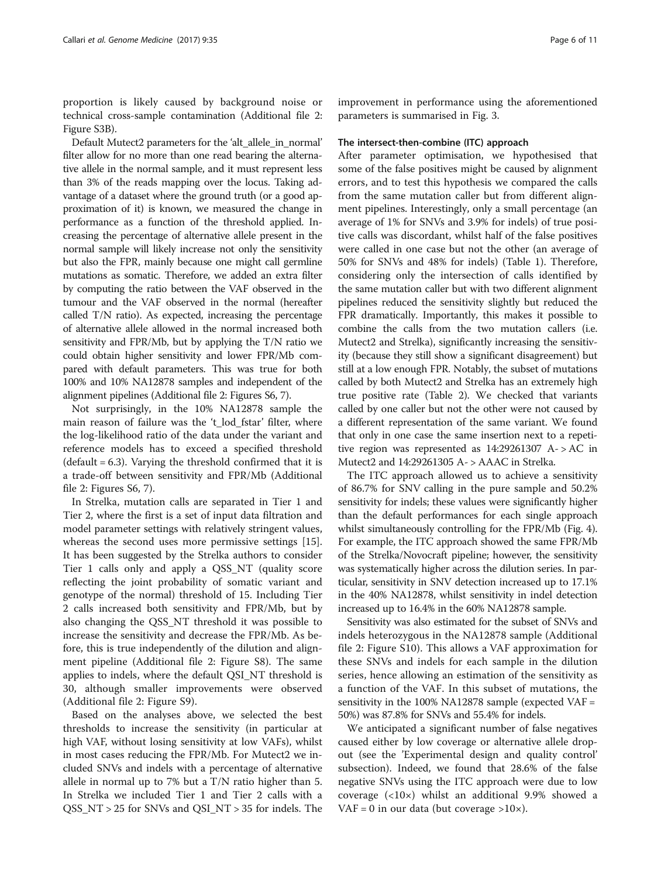proportion is likely caused by background noise or technical cross-sample contamination (Additional file 2: Figure S3B).

Default Mutect2 parameters for the 'alt_allele_in_normal' filter allow for no more than one read bearing the alternative allele in the normal sample, and it must represent less than 3% of the reads mapping over the locus. Taking advantage of a dataset where the ground truth (or a good approximation of it) is known, we measured the change in performance as a function of the threshold applied. Increasing the percentage of alternative allele present in the normal sample will likely increase not only the sensitivity but also the FPR, mainly because one might call germline mutations as somatic. Therefore, we added an extra filter by computing the ratio between the VAF observed in the tumour and the VAF observed in the normal (hereafter called T/N ratio). As expected, increasing the percentage of alternative allele allowed in the normal increased both sensitivity and FPR/Mb, but by applying the T/N ratio we could obtain higher sensitivity and lower FPR/Mb compared with default parameters. This was true for both 100% and 10% NA12878 samples and independent of the alignment pipelines (Additional file 2: Figures S6, 7).

Not surprisingly, in the 10% NA12878 sample the main reason of failure was the 't_lod_fstar' filter, where the log-likelihood ratio of the data under the variant and reference models has to exceed a specified threshold (default = 6.3). Varying the threshold confirmed that it is a trade-off between sensitivity and FPR/Mb (Additional file 2: Figures S6, 7).

In Strelka, mutation calls are separated in Tier 1 and Tier 2, where the first is a set of input data filtration and model parameter settings with relatively stringent values, whereas the second uses more permissive settings [15]. It has been suggested by the Strelka authors to consider Tier 1 calls only and apply a QSS_NT (quality score reflecting the joint probability of somatic variant and genotype of the normal) threshold of 15. Including Tier 2 calls increased both sensitivity and FPR/Mb, but by also changing the QSS_NT threshold it was possible to increase the sensitivity and decrease the FPR/Mb. As before, this is true independently of the dilution and alignment pipeline (Additional file 2: Figure S8). The same applies to indels, where the default QSI_NT threshold is 30, although smaller improvements were observed (Additional file 2: Figure S9).

Based on the analyses above, we selected the best thresholds to increase the sensitivity (in particular at high VAF, without losing sensitivity at low VAFs), whilst in most cases reducing the FPR/Mb. For Mutect2 we included SNVs and indels with a percentage of alternative allele in normal up to 7% but a T/N ratio higher than 5. In Strelka we included Tier 1 and Tier 2 calls with a QSS_NT > 25 for SNVs and QSI_NT > 35 for indels. The improvement in performance using the aforementioned parameters is summarised in Fig. 3.

### The intersect-then-combine (ITC) approach

After parameter optimisation, we hypothesised that some of the false positives might be caused by alignment errors, and to test this hypothesis we compared the calls from the same mutation caller but from different alignment pipelines. Interestingly, only a small percentage (an average of 1% for SNVs and 3.9% for indels) of true positive calls was discordant, whilst half of the false positives were called in one case but not the other (an average of 50% for SNVs and 48% for indels) (Table 1). Therefore, considering only the intersection of calls identified by the same mutation caller but with two different alignment pipelines reduced the sensitivity slightly but reduced the FPR dramatically. Importantly, this makes it possible to combine the calls from the two mutation callers (i.e. Mutect2 and Strelka), significantly increasing the sensitivity (because they still show a significant disagreement) but still at a low enough FPR. Notably, the subset of mutations called by both Mutect2 and Strelka has an extremely high true positive rate (Table 2). We checked that variants called by one caller but not the other were not caused by a different representation of the same variant. We found that only in one case the same insertion next to a repetitive region was represented as 14:29261307 A- > AC in Mutect2 and 14:29261305 A- > AAAC in Strelka.

The ITC approach allowed us to achieve a sensitivity of 86.7% for SNV calling in the pure sample and 50.2% sensitivity for indels; these values were significantly higher than the default performances for each single approach whilst simultaneously controlling for the FPR/Mb (Fig. 4). For example, the ITC approach showed the same FPR/Mb of the Strelka/Novocraft pipeline; however, the sensitivity was systematically higher across the dilution series. In particular, sensitivity in SNV detection increased up to 17.1% in the 40% NA12878, whilst sensitivity in indel detection increased up to 16.4% in the 60% NA12878 sample.

Sensitivity was also estimated for the subset of SNVs and indels heterozygous in the NA12878 sample (Additional file 2: Figure S10). This allows a VAF approximation for these SNVs and indels for each sample in the dilution series, hence allowing an estimation of the sensitivity as a function of the VAF. In this subset of mutations, the sensitivity in the 100% NA12878 sample (expected VAF = 50%) was 87.8% for SNVs and 55.4% for indels.

We anticipated a significant number of false negatives caused either by low coverage or alternative allele dropout (see the 'Experimental design and quality control' subsection). Indeed, we found that 28.6% of the false negative SNVs using the ITC approach were due to low coverage (<10×) whilst an additional 9.9% showed a VAF = 0 in our data (but coverage >10×).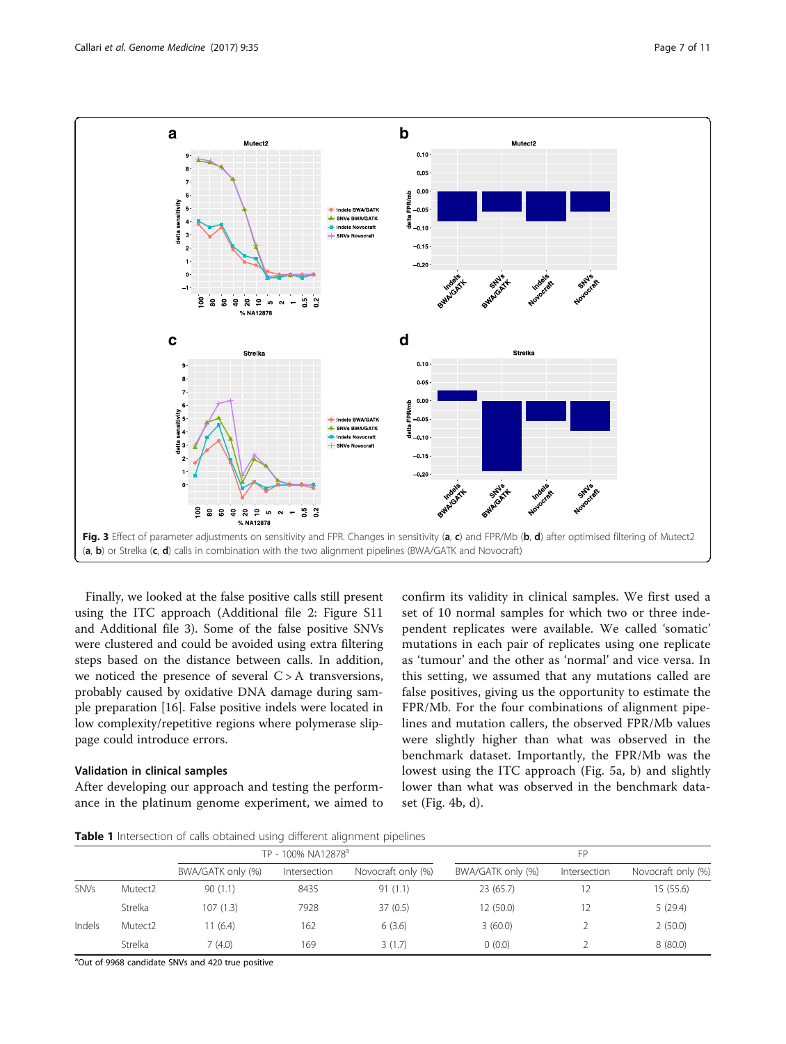Fig. 3 Effect of parameter adjustments on sensitivity and FPR. Changes in sensitivity (**a**, **c**) and FPR/Mb (**b**, **d**) after optimised filtering of Mutect2 (**a**, **b**) or Strelka (**c**, **d**) calls in combination with the two alignment pipelines (BWA/GATK and Novocraft)

Finally, we looked at the false positive calls still present using the ITC approach (Additional file 2: Figure S11 and Additional file 3). Some of the false positive SNVs were clustered and could be avoided using extra filtering steps based on the distance between calls. In addition, we noticed the presence of several C > A transversions, probably caused by oxidative DNA damage during sample preparation [16]. False positive indels were located in low complexity/repetitive regions where polymerase slippage could introduce errors.

### Validation in clinical samples

After developing our approach and testing the performance in the platinum genome experiment, we aimed to confirm its validity in clinical samples. We first used a set of 10 normal samples for which two or three independent replicates were available. We called 'somatic' mutations in each pair of replicates using one replicate as 'tumour' and the other as 'normal' and vice versa. In this setting, we assumed that any mutations called are false positives, giving us the opportunity to estimate the FPR/Mb. For the four combinations of alignment pipelines and mutation callers, the observed FPR/Mb values were slightly higher than what was observed in the benchmark dataset. Importantly, the FPR/Mb was the lowest using the ITC approach (Fig. 5a, b) and slightly lower than what was observed in the benchmark dataset (Fig. 4b, d).

**Table 1** Intersection of calls obtained using different alignment pipelines

| | | TP - 100% NA12878[a] | | | FP | | |
|---|---|---|---|---|---|---|---|
| | | BWA/GATK only (%) | Intersection | Novocraft only (%) | BWA/GATK only (%) | Intersection | Novocraft only (%) |
| SNVs | Mutect2 | 90 (1.1) | 8435 | 91 (1.1) | 23 (65.7) | 12 | 15 (55.6) |
| | Strelka | 107 (1.3) | 7928 | 37 (0.5) | 12 (50.0) | 12 | 5 (29.4) |
| Indels | Mutect2 | 11 (6.4) | 162 | 6 (3.6) | 3 (60.0) | 2 | 2 (50.0) |
| | Strelka | 7 (4.0) | 169 | 3 (1.7) | 0 (0.0) | 2 | 8 (80.0) |

[a]Out of 9968 candidate SNVs and 420 true positive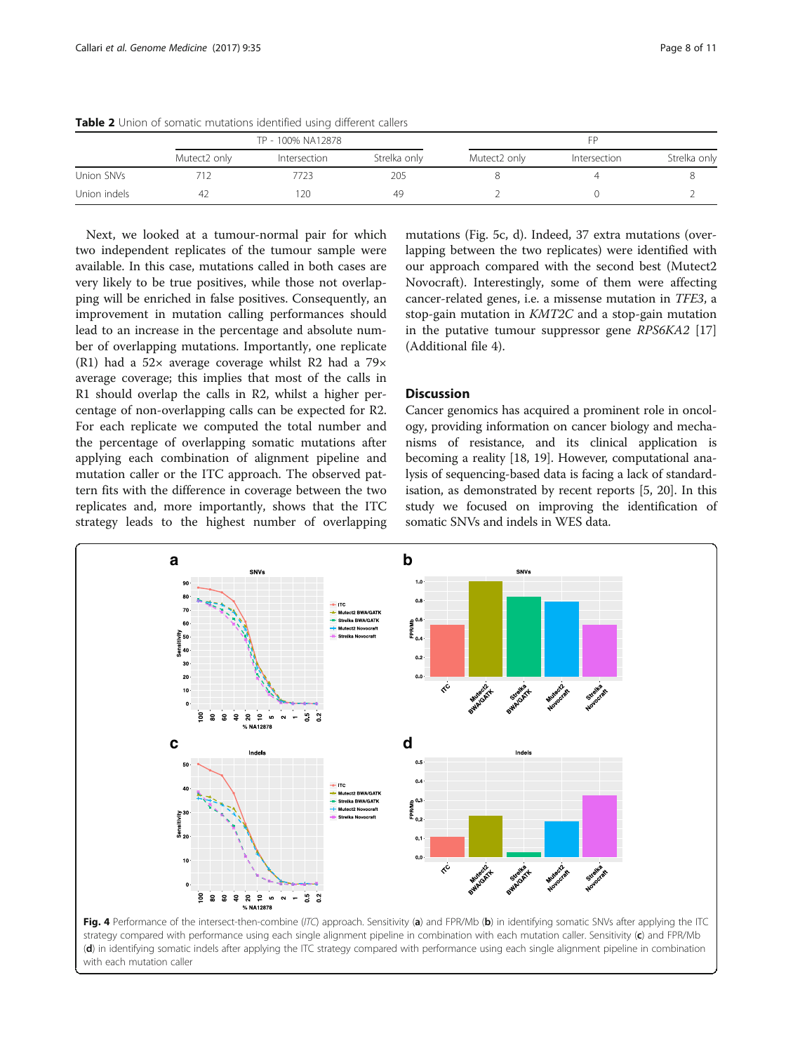**Table 2** Union of somatic mutations identified using different callers

| | TP - 100% NA12878 | | | FP | | |
|---|---|---|---|---|---|---|
| | Mutect2 only | Intersection | Strelka only | Mutect2 only | Intersection | Strelka only |
| Union SNVs | 712 | 7723 | 205 | 8 | 4 | 8 |
| Union indels | 42 | 120 | 49 | 2 | 0 | 2 |

Next, we looked at a tumour-normal pair for which two independent replicates of the tumour sample were available. In this case, mutations called in both cases are very likely to be true positives, while those not overlapping will be enriched in false positives. Consequently, an improvement in mutation calling performances should lead to an increase in the percentage and absolute number of overlapping mutations. Importantly, one replicate (R1) had a 52× average coverage whilst R2 had a 79× average coverage; this implies that most of the calls in R1 should overlap the calls in R2, whilst a higher percentage of non-overlapping calls can be expected for R2. For each replicate we computed the total number and the percentage of overlapping somatic mutations after applying each combination of alignment pipeline and mutation caller or the ITC approach. The observed pattern fits with the difference in coverage between the two replicates and, more importantly, shows that the ITC strategy leads to the highest number of overlapping mutations (Fig. 5c, d). Indeed, 37 extra mutations (overlapping between the two replicates) were identified with our approach compared with the second best (Mutect2 Novocraft). Interestingly, some of them were affecting cancer-related genes, i.e. a missense mutation in *TFE3*, a stop-gain mutation in *KMT2C* and a stop-gain mutation in the putative tumour suppressor gene *RPS6KA2* [17] (Additional file 4).

## Discussion

Cancer genomics has acquired a prominent role in oncology, providing information on cancer biology and mechanisms of resistance, and its clinical application is becoming a reality [18, 19]. However, computational analysis of sequencing-based data is facing a lack of standardisation, as demonstrated by recent reports [5, 20]. In this study we focused on improving the identification of somatic SNVs and indels in WES data.

**Fig. 4** Performance of the intersect-then-combine (*ITC*) approach. Sensitivity (**a**) and FPR/Mb (**b**) in identifying somatic SNVs after applying the ITC strategy compared with performance using each single alignment pipeline in combination with each mutation caller. Sensitivity (**c**) and FPR/Mb (**d**) in identifying somatic indels after applying the ITC strategy compared with performance using each single alignment pipeline in combination with each mutation caller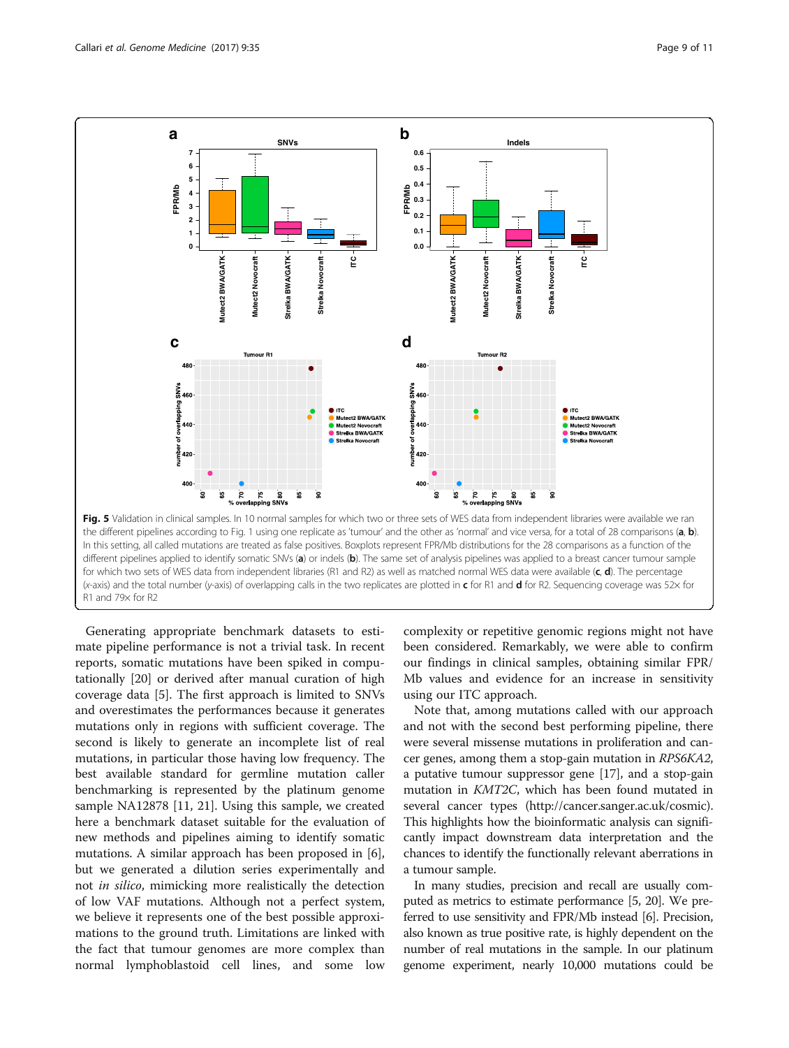**Fig. 5** Validation in clinical samples. In 10 normal samples for which two or three sets of WES data from independent libraries were available we ran the different pipelines according to Fig. 1 using one replicate as 'tumour' and the other as 'normal' and vice versa, for a total of 28 comparisons (**a**, **b**). In this setting, all called mutations are treated as false positives. Boxplots represent FPR/Mb distributions for the 28 comparisons as a function of the different pipelines applied to identify somatic SNVs (**a**) or indels (**b**). The same set of analysis pipelines was applied to a breast cancer tumour sample for which two sets of WES data from independent libraries (R1 and R2) as well as matched normal WES data were available (**c**, **d**). The percentage (*x*-axis) and the total number (*y*-axis) of overlapping calls in the two replicates are plotted in **c** for R1 and **d** for R2. Sequencing coverage was 52× for R1 and 79× for R2

Generating appropriate benchmark datasets to estimate pipeline performance is not a trivial task. In recent reports, somatic mutations have been spiked in computationally [20] or derived after manual curation of high coverage data [5]. The first approach is limited to SNVs and overestimates the performances because it generates mutations only in regions with sufficient coverage. The second is likely to generate an incomplete list of real mutations, in particular those having low frequency. The best available standard for germline mutation caller benchmarking is represented by the platinum genome sample NA12878 [11, 21]. Using this sample, we created here a benchmark dataset suitable for the evaluation of new methods and pipelines aiming to identify somatic mutations. A similar approach has been proposed in [6], but we generated a dilution series experimentally and not *in silico*, mimicking more realistically the detection of low VAF mutations. Although not a perfect system, we believe it represents one of the best possible approximations to the ground truth. Limitations are linked with the fact that tumour genomes are more complex than normal lymphoblastoid cell lines, and some low complexity or repetitive genomic regions might not have been considered. Remarkably, we were able to confirm our findings in clinical samples, obtaining similar FPR/Mb values and evidence for an increase in sensitivity using our ITC approach.

Note that, among mutations called with our approach and not with the second best performing pipeline, there were several missense mutations in proliferation and cancer genes, among them a stop-gain mutation in *RPS6KA2*, a putative tumour suppressor gene [17], and a stop-gain mutation in *KMT2C*, which has been found mutated in several cancer types (http://cancer.sanger.ac.uk/cosmic). This highlights how the bioinformatic analysis can significantly impact downstream data interpretation and the chances to identify the functionally relevant aberrations in a tumour sample.

In many studies, precision and recall are usually computed as metrics to estimate performance [5, 20]. We preferred to use sensitivity and FPR/Mb instead [6]. Precision, also known as true positive rate, is highly dependent on the number of real mutations in the sample. In our platinum genome experiment, nearly 10,000 mutations could be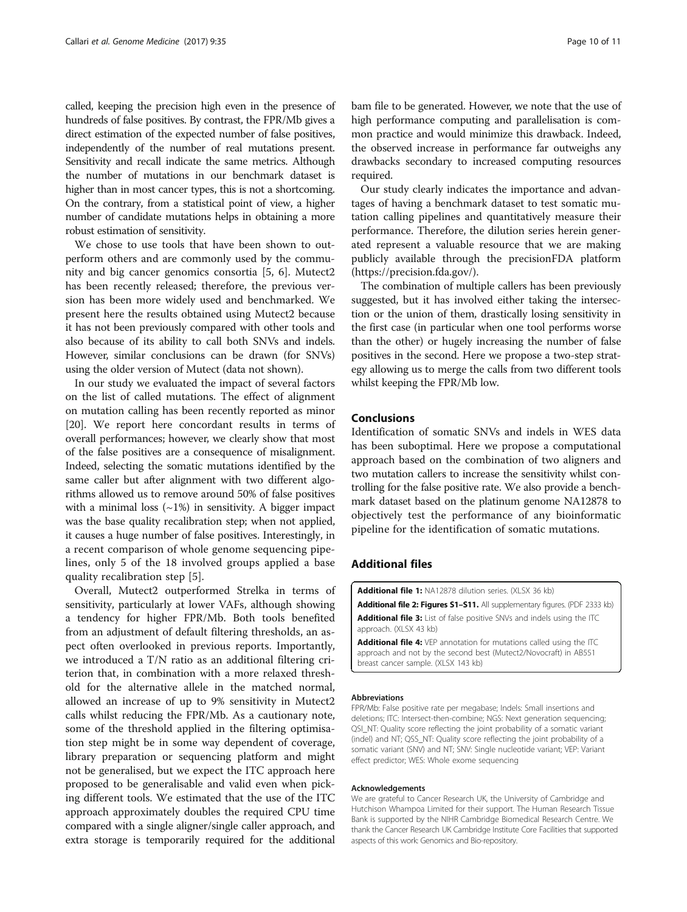called, keeping the precision high even in the presence of hundreds of false positives. By contrast, the FPR/Mb gives a direct estimation of the expected number of false positives, independently of the number of real mutations present. Sensitivity and recall indicate the same metrics. Although the number of mutations in our benchmark dataset is higher than in most cancer types, this is not a shortcoming. On the contrary, from a statistical point of view, a higher number of candidate mutations helps in obtaining a more robust estimation of sensitivity.

We chose to use tools that have been shown to outperform others and are commonly used by the community and big cancer genomics consortia [5, 6]. Mutect2 has been recently released; therefore, the previous version has been more widely used and benchmarked. We present here the results obtained using Mutect2 because it has not been previously compared with other tools and also because of its ability to call both SNVs and indels. However, similar conclusions can be drawn (for SNVs) using the older version of Mutect (data not shown).

In our study we evaluated the impact of several factors on the list of called mutations. The effect of alignment on mutation calling has been recently reported as minor [20]. We report here concordant results in terms of overall performances; however, we clearly show that most of the false positives are a consequence of misalignment. Indeed, selecting the somatic mutations identified by the same caller but after alignment with two different algorithms allowed us to remove around 50% of false positives with a minimal loss (~1%) in sensitivity. A bigger impact was the base quality recalibration step; when not applied, it causes a huge number of false positives. Interestingly, in a recent comparison of whole genome sequencing pipelines, only 5 of the 18 involved groups applied a base quality recalibration step [5].

Overall, Mutect2 outperformed Strelka in terms of sensitivity, particularly at lower VAFs, although showing a tendency for higher FPR/Mb. Both tools benefited from an adjustment of default filtering thresholds, an aspect often overlooked in previous reports. Importantly, we introduced a T/N ratio as an additional filtering criterion that, in combination with a more relaxed threshold for the alternative allele in the matched normal, allowed an increase of up to 9% sensitivity in Mutect2 calls whilst reducing the FPR/Mb. As a cautionary note, some of the threshold applied in the filtering optimisation step might be in some way dependent of coverage, library preparation or sequencing platform and might not be generalised, but we expect the ITC approach here proposed to be generalisable and valid even when picking different tools. We estimated that the use of the ITC approach approximately doubles the required CPU time compared with a single aligner/single caller approach, and extra storage is temporarily required for the additional bam file to be generated. However, we note that the use of high performance computing and parallelisation is common practice and would minimize this drawback. Indeed, the observed increase in performance far outweighs any drawbacks secondary to increased computing resources required.

Our study clearly indicates the importance and advantages of having a benchmark dataset to test somatic mutation calling pipelines and quantitatively measure their performance. Therefore, the dilution series herein generated represent a valuable resource that we are making publicly available through the precisionFDA platform (https://precision.fda.gov/).

The combination of multiple callers has been previously suggested, but it has involved either taking the intersection or the union of them, drastically losing sensitivity in the first case (in particular when one tool performs worse than the other) or hugely increasing the number of false positives in the second. Here we propose a two-step strategy allowing us to merge the calls from two different tools whilst keeping the FPR/Mb low.

## Conclusions

Identification of somatic SNVs and indels in WES data has been suboptimal. Here we propose a computational approach based on the combination of two aligners and two mutation callers to increase the sensitivity whilst controlling for the false positive rate. We also provide a benchmark dataset based on the platinum genome NA12878 to objectively test the performance of any bioinformatic pipeline for the identification of somatic mutations.

## Additional files

**Additional file 1:** NA12878 dilution series. (XLSX 36 kb)

**Additional file 2: Figures S1–S11.** All supplementary figures. (PDF 2333 kb)

**Additional file 3:** List of false positive SNVs and indels using the ITC approach. (XLSX 43 kb)

**Additional file 4:** VEP annotation for mutations called using the ITC approach and not by the second best (Mutect2/Novocraft) in AB551 breast cancer sample. (XLSX 143 kb)

#### Abbreviations

FPR/Mb: False positive rate per megabase; Indels: Small insertions and deletions; ITC: Intersect-then-combine; NGS: Next generation sequencing; QSI_NT: Quality score reflecting the joint probability of a somatic variant (indel) and NT; QSS_NT: Quality score reflecting the joint probability of a somatic variant (SNV) and NT; SNV: Single nucleotide variant; VEP: Variant effect predictor; WES: Whole exome sequencing

#### Acknowledgements

We are grateful to Cancer Research UK, the University of Cambridge and Hutchison Whampoa Limited for their support. The Human Research Tissue Bank is supported by the NIHR Cambridge Biomedical Research Centre. We thank the Cancer Research UK Cambridge Institute Core Facilities that supported aspects of this work: Genomics and Bio-repository.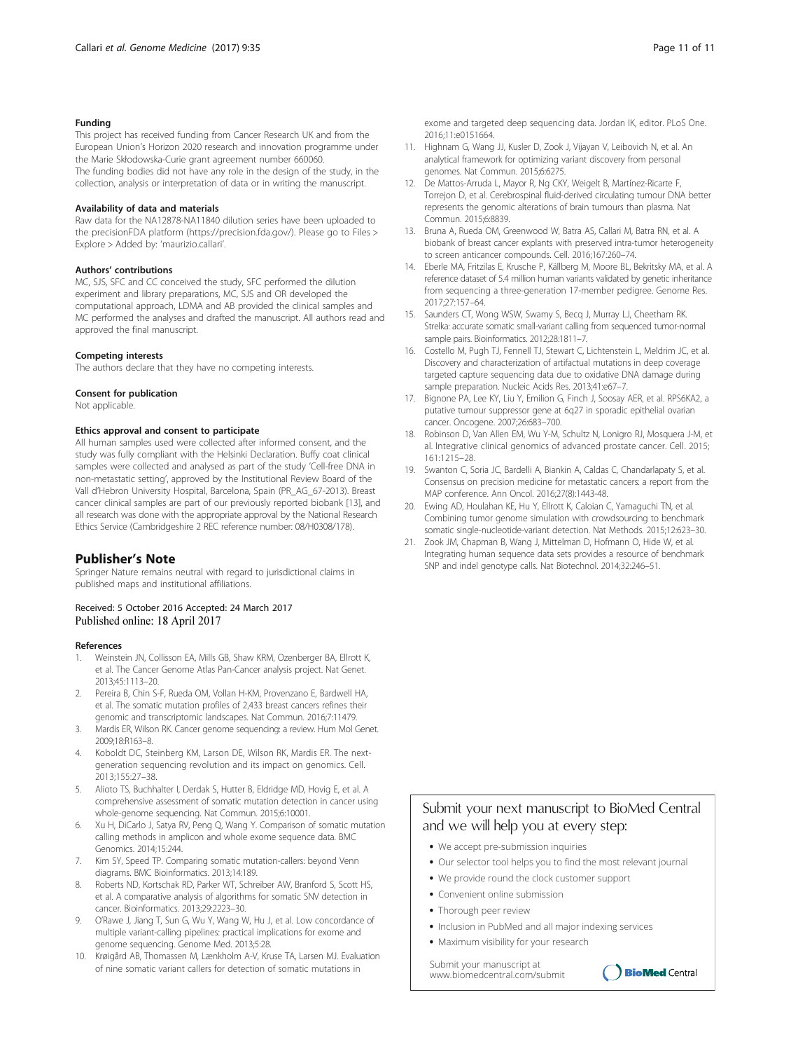#### Funding

This project has received funding from Cancer Research UK and from the European Union's Horizon 2020 research and innovation programme under the Marie Skłodowska-Curie grant agreement number 660060.

The funding bodies did not have any role in the design of the study, in the collection, analysis or interpretation of data or in writing the manuscript.

#### Availability of data and materials

Raw data for the NA12878-NA11840 dilution series have been uploaded to the precisionFDA platform (https://precision.fda.gov/). Please go to Files > Explore > Added by: 'maurizio.callari'.

#### Authors' contributions

MC, SJS, SFC and CC conceived the study, SFC performed the dilution experiment and library preparations, MC, SJS and OR developed the computational approach, LDMA and AB provided the clinical samples and MC performed the analyses and drafted the manuscript. All authors read and approved the final manuscript.

#### Competing interests

The authors declare that they have no competing interests.

#### Consent for publication

Not applicable.

#### Ethics approval and consent to participate

All human samples used were collected after informed consent, and the study was fully compliant with the Helsinki Declaration. Buffy coat clinical samples were collected and analysed as part of the study 'Cell-free DNA in non-metastatic setting', approved by the Institutional Review Board of the Vall d'Hebron University Hospital, Barcelona, Spain (PR_AG_67-2013). Breast cancer clinical samples are part of our previously reported biobank [13], and all research was done with the appropriate approval by the National Research Ethics Service (Cambridgeshire 2 REC reference number: 08/H0308/178).

## Publisher's Note

Springer Nature remains neutral with regard to jurisdictional claims in published maps and institutional affiliations.

Received: 5 October 2016 Accepted: 24 March 2017
Published online: 18 April 2017

#### References

1. Weinstein JN, Collisson EA, Mills GB, Shaw KRM, Ozenberger BA, Ellrott K, et al. The Cancer Genome Atlas Pan-Cancer analysis project. Nat Genet. 2013;45:1113–20.
2. Pereira B, Chin S-F, Rueda OM, Vollan H-KM, Provenzano E, Bardwell HA, et al. The somatic mutation profiles of 2,433 breast cancers refines their genomic and transcriptomic landscapes. Nat Commun. 2016;7:11479.
3. Mardis ER, Wilson RK. Cancer genome sequencing: a review. Hum Mol Genet. 2009;18:R163–8.
4. Koboldt DC, Steinberg KM, Larson DE, Wilson RK, Mardis ER. The next-generation sequencing revolution and its impact on genomics. Cell. 2013;155:27–38.
5. Alioto TS, Buchhalter I, Derdak S, Hutter B, Eldridge MD, Hovig E, et al. A comprehensive assessment of somatic mutation detection in cancer using whole-genome sequencing. Nat Commun. 2015;6:10001.
6. Xu H, DiCarlo J, Satya RV, Peng Q, Wang Y. Comparison of somatic mutation calling methods in amplicon and whole exome sequence data. BMC Genomics. 2014;15:244.
7. Kim SY, Speed TP. Comparing somatic mutation-callers: beyond Venn diagrams. BMC Bioinformatics. 2013;14:189.
8. Roberts ND, Kortschak RD, Parker WT, Schreiber AW, Branford S, Scott HS, et al. A comparative analysis of algorithms for somatic SNV detection in cancer. Bioinformatics. 2013;29:2223–30.
9. O'Rawe J, Jiang T, Sun G, Wu Y, Wang W, Hu J, et al. Low concordance of multiple variant-calling pipelines: practical implications for exome and genome sequencing. Genome Med. 2013;5:28.
10. Krøigård AB, Thomassen M, Lænkholm A-V, Kruse TA, Larsen MJ. Evaluation of nine somatic variant callers for detection of somatic mutations in exome and targeted deep sequencing data. Jordan IK, editor. PLoS One. 2016;11:e0151664.
11. Highnam G, Wang JJ, Kusler D, Zook J, Vijayan V, Leibovich N, et al. An analytical framework for optimizing variant discovery from personal genomes. Nat Commun. 2015;6:6275.
12. De Mattos-Arruda L, Mayor R, Ng CKY, Weigelt B, Martínez-Ricarte F, Torrejon D, et al. Cerebrospinal fluid-derived circulating tumour DNA better represents the genomic alterations of brain tumours than plasma. Nat Commun. 2015;6:8839.
13. Bruna A, Rueda OM, Greenwood W, Batra AS, Callari M, Batra RN, et al. A biobank of breast cancer explants with preserved intra-tumor heterogeneity to screen anticancer compounds. Cell. 2016;167:260–74.
14. Eberle MA, Fritzilas E, Krusche P, Källberg M, Moore BL, Bekritsky MA, et al. A reference dataset of 5.4 million human variants validated by genetic inheritance from sequencing a three-generation 17-member pedigree. Genome Res. 2017;27:157–64.
15. Saunders CT, Wong WSW, Swamy S, Becq J, Murray LJ, Cheetham RK. Strelka: accurate somatic small-variant calling from sequenced tumor-normal sample pairs. Bioinformatics. 2012;28:1811–7.
16. Costello M, Pugh TJ, Fennell TJ, Stewart C, Lichtenstein L, Meldrim JC, et al. Discovery and characterization of artifactual mutations in deep coverage targeted capture sequencing data due to oxidative DNA damage during sample preparation. Nucleic Acids Res. 2013;41:e67–7.
17. Bignone PA, Lee KY, Liu Y, Emilion G, Finch J, Soosay AER, et al. RPS6KA2, a putative tumour suppressor gene at 6q27 in sporadic epithelial ovarian cancer. Oncogene. 2007;26:683–700.
18. Robinson D, Van Allen EM, Wu Y-M, Schultz N, Lonigro RJ, Mosquera J-M, et al. Integrative clinical genomics of advanced prostate cancer. Cell. 2015;161:1215–28.
19. Swanton C, Soria JC, Bardelli A, Biankin A, Caldas C, Chandarlapaty S, et al. Consensus on precision medicine for metastatic cancers: a report from the MAP conference. Ann Oncol. 2016;27(8):1443-48.
20. Ewing AD, Houlahan KE, Hu Y, Ellrott K, Caloian C, Yamaguchi TN, et al. Combining tumor genome simulation with crowdsourcing to benchmark somatic single-nucleotide-variant detection. Nat Methods. 2015;12:623–30.
21. Zook JM, Chapman B, Wang J, Mittelman D, Hofmann O, Hide W, et al. Integrating human sequence data sets provides a resource of benchmark SNP and indel genotype calls. Nat Biotechnol. 2014;32:246–51.

Submit your next manuscript to BioMed Central and we will help you at every step:

- We accept pre-submission inquiries
- Our selector tool helps you to find the most relevant journal
- We provide round the clock customer support
- Convenient online submission
- Thorough peer review
- Inclusion in PubMed and all major indexing services
- Maximum visibility for your research

Submit your manuscript at
www.biomedcentral.com/submit

BioMed Central